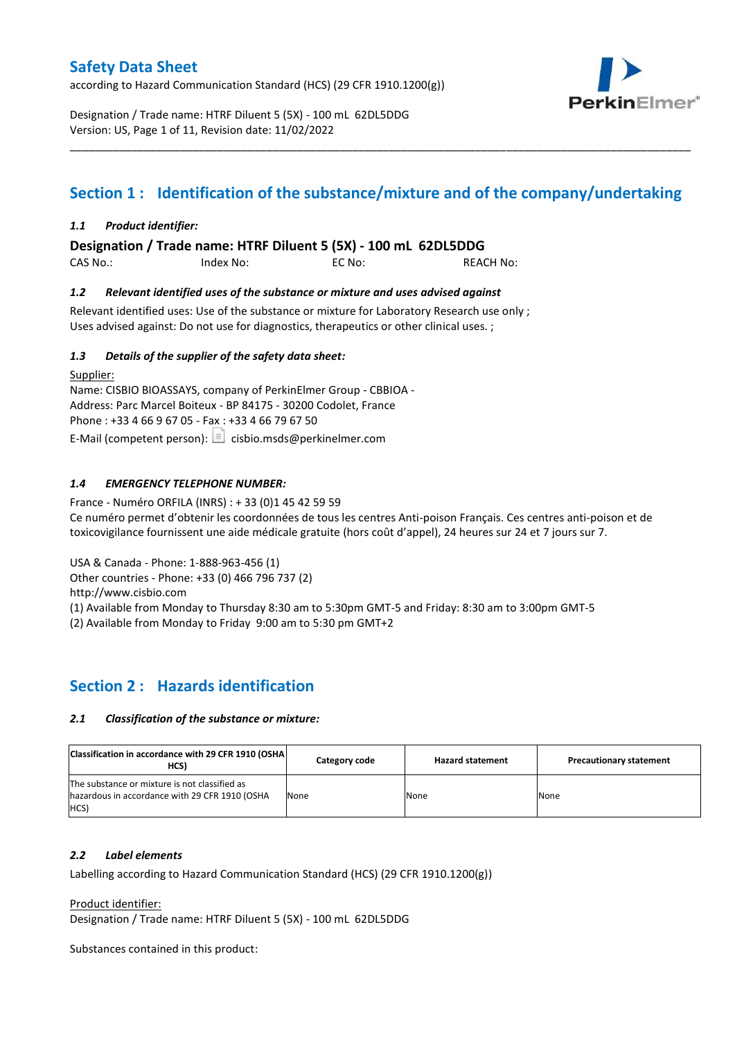# Safety Data Sheet

according to Hazard Communication Standard (HCS) (29 CFR 1910.1200(g))

Designation / Trade name: HTRF Diluent 5 (5X) - 100 mL 62DL5DDG
Version: US, Page 1 of 11, Revision date: 11/02/2022

## Section 1 : Identification of the substance/mixture and of the company/undertaking

### *1.1 Product identifier:*

**Designation / Trade name: HTRF Diluent 5 (5X) - 100 mL 62DL5DDG**

CAS No.: Index No: EC No: REACH No:

### *1.2 Relevant identified uses of the substance or mixture and uses advised against*

Relevant identified uses: Use of the substance or mixture for Laboratory Research use only ;
Uses advised against: Do not use for diagnostics, therapeutics or other clinical uses. ;

### *1.3 Details of the supplier of the safety data sheet:*

Supplier:
Name: CISBIO BIOASSAYS, company of PerkinElmer Group - CBBIOA -
Address: Parc Marcel Boiteux - BP 84175 - 30200 Codolet, France
Phone : +33 4 66 9 67 05 - Fax : +33 4 66 79 67 50
E-Mail (competent person): cisbio.msds@perkinelmer.com

### *1.4 EMERGENCY TELEPHONE NUMBER:*

France - Numéro ORFILA (INRS) : + 33 (0)1 45 42 59 59
Ce numéro permet d'obtenir les coordonnées de tous les centres Anti-poison Français. Ces centres anti-poison et de toxicovigilance fournissent une aide médicale gratuite (hors coût d'appel), 24 heures sur 24 et 7 jours sur 7.

USA & Canada - Phone: 1-888-963-456 (1)
Other countries - Phone: +33 (0) 466 796 737 (2)
http://www.cisbio.com
(1) Available from Monday to Thursday 8:30 am to 5:30pm GMT-5 and Friday: 8:30 am to 3:00pm GMT-5
(2) Available from Monday to Friday 9:00 am to 5:30 pm GMT+2

## Section 2 : Hazards identification

### *2.1 Classification of the substance or mixture:*

| Classification in accordance with 29 CFR 1910 (OSHA HCS) | Category code | Hazard statement | Precautionary statement |
|---|---|---|---|
| The substance or mixture is not classified as hazardous in accordance with 29 CFR 1910 (OSHA HCS) | None | None | None |

### *2.2 Label elements*

Labelling according to Hazard Communication Standard (HCS) (29 CFR 1910.1200(g))

Product identifier:
Designation / Trade name: HTRF Diluent 5 (5X) - 100 mL 62DL5DDG

Substances contained in this product: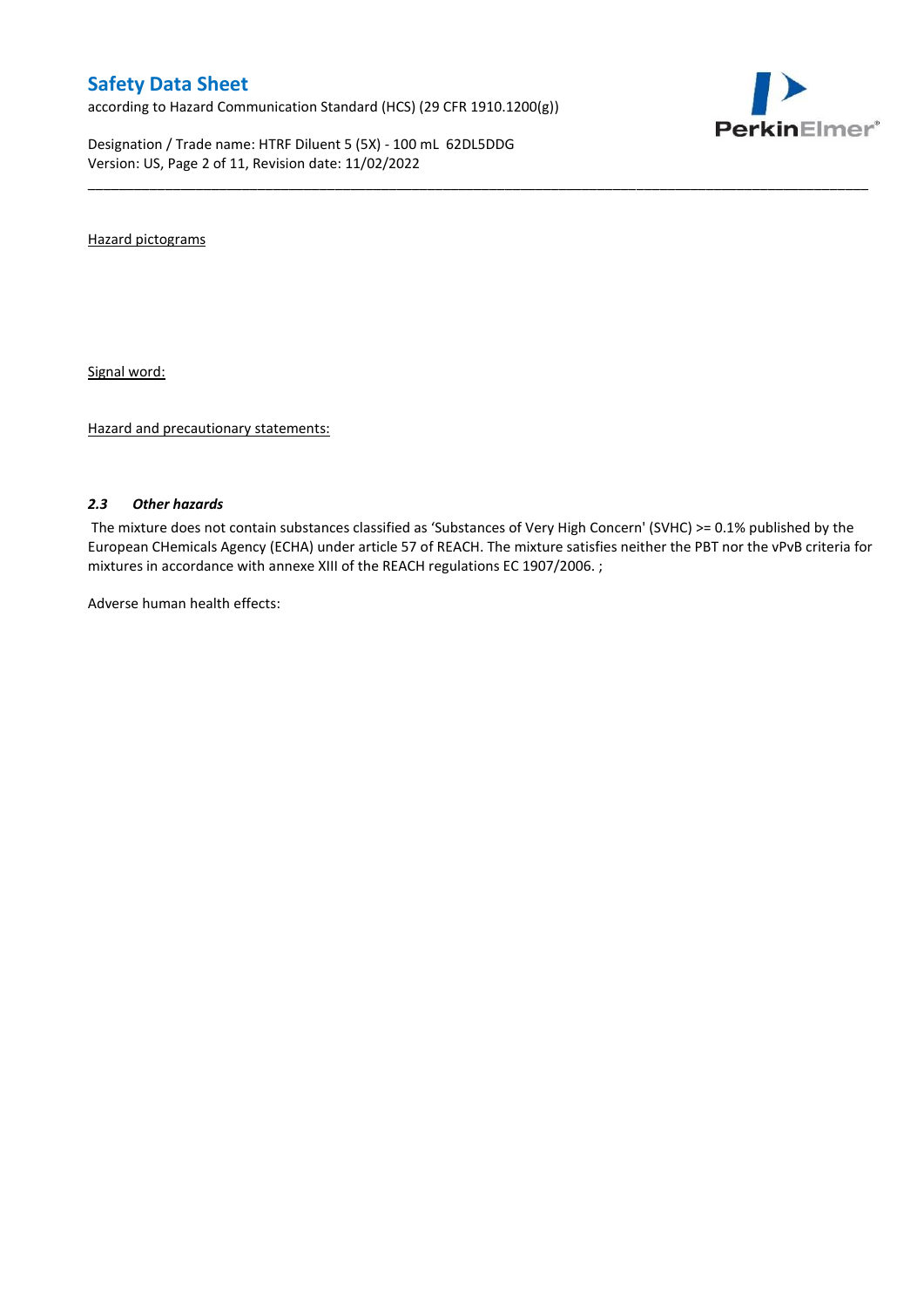Hazard pictograms

Signal word:

Hazard and precautionary statements:

### 2.3 *Other hazards*

The mixture does not contain substances classified as 'Substances of Very High Concern' (SVHC) >= 0.1% published by the European CHemicals Agency (ECHA) under article 57 of REACH. The mixture satisfies neither the PBT nor the vPvB criteria for mixtures in accordance with annexe XIII of the REACH regulations EC 1907/2006. ;

Adverse human health effects: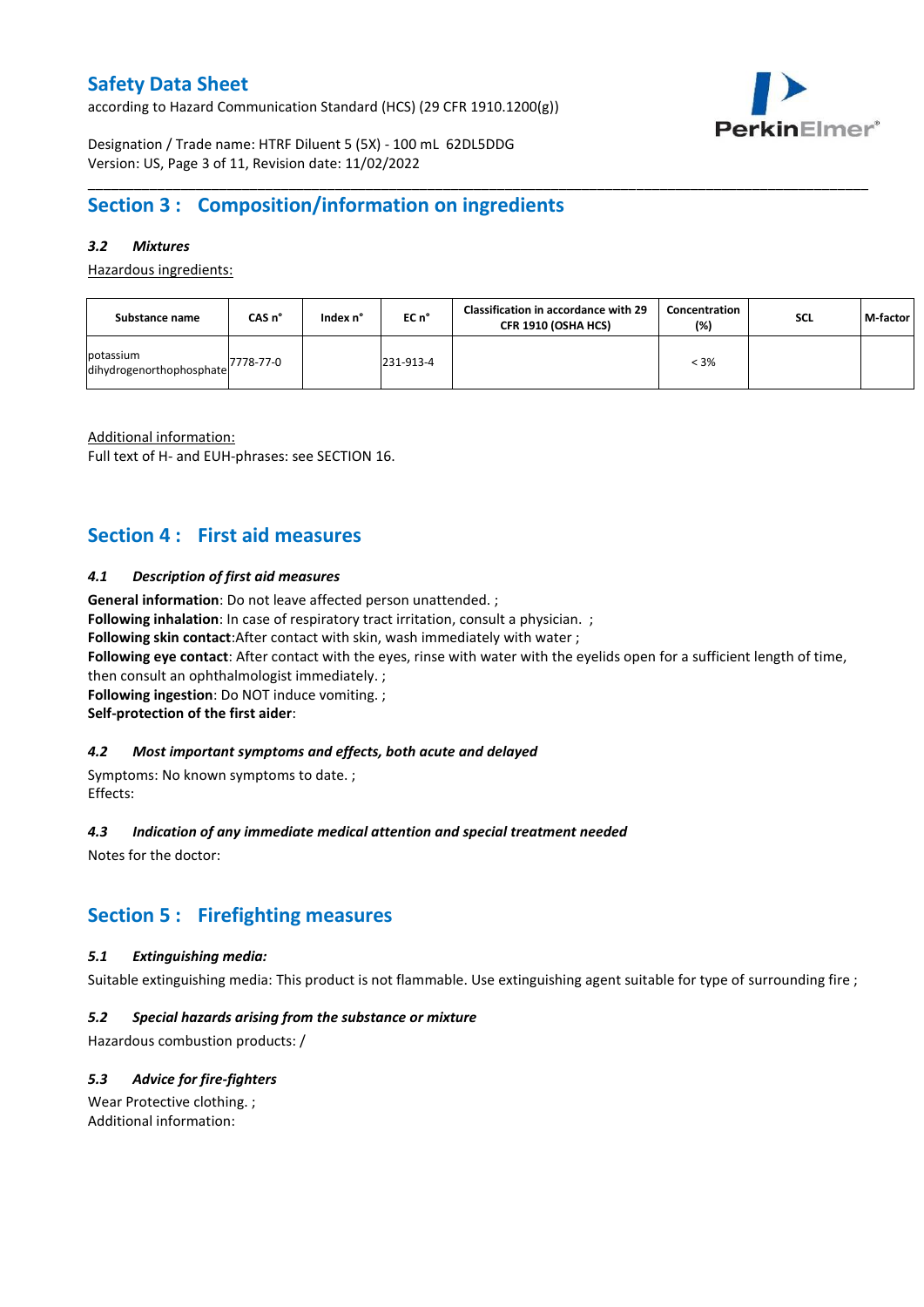## Section 3 : Composition/information on ingredients

### *3.2 Mixtures*

Hazardous ingredients:

| Substance name | CAS n° | Index n° | EC n° | Classification in accordance with 29 CFR 1910 (OSHA HCS) | Concentration (%) | SCL | M-factor |
|---|---|---|---|---|---|---|---|
| potassium dihydrogenorthophosphate | 7778-77-0 | | 231-913-4 | | < 3% | | |

Additional information:
Full text of H- and EUH-phrases: see SECTION 16.

## Section 4 : First aid measures

### *4.1 Description of first aid measures*

**General information**: Do not leave affected person unattended. ;
**Following inhalation**: In case of respiratory tract irritation, consult a physician. ;
**Following skin contact**:After contact with skin, wash immediately with water ;
**Following eye contact**: After contact with the eyes, rinse with water with the eyelids open for a sufficient length of time, then consult an ophthalmologist immediately. ;
**Following ingestion**: Do NOT induce vomiting. ;
**Self-protection of the first aider**:

### *4.2 Most important symptoms and effects, both acute and delayed*

Symptoms: No known symptoms to date. ;
Effects:

### *4.3 Indication of any immediate medical attention and special treatment needed*

Notes for the doctor:

## Section 5 : Firefighting measures

### *5.1 Extinguishing media:*

Suitable extinguishing media: This product is not flammable. Use extinguishing agent suitable for type of surrounding fire ;

### *5.2 Special hazards arising from the substance or mixture*

Hazardous combustion products: /

### *5.3 Advice for fire-fighters*

Wear Protective clothing. ;
Additional information: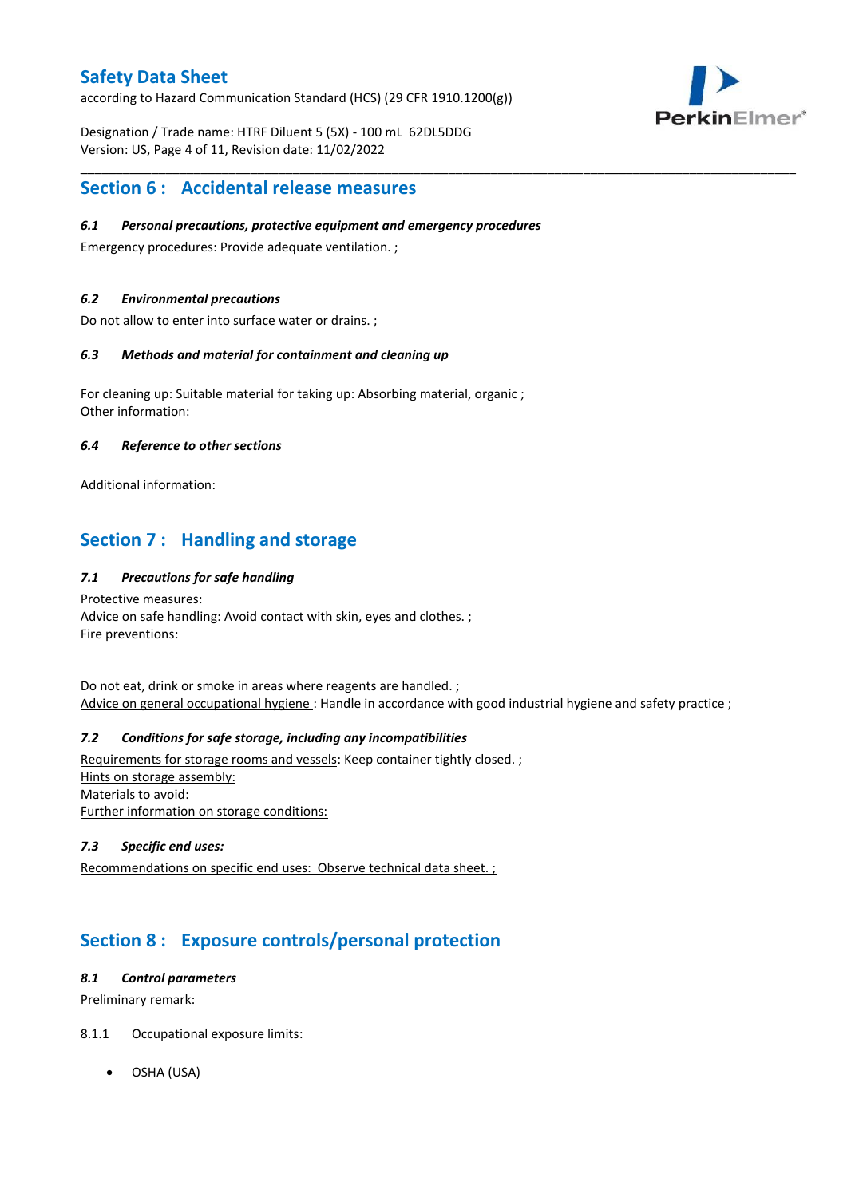## Section 6 : Accidental release measures

### *6.1 Personal precautions, protective equipment and emergency procedures*

Emergency procedures: Provide adequate ventilation. ;

### *6.2 Environmental precautions*

Do not allow to enter into surface water or drains. ;

### *6.3 Methods and material for containment and cleaning up*

For cleaning up: Suitable material for taking up: Absorbing material, organic ;
Other information:

### *6.4 Reference to other sections*

Additional information:

## Section 7 : Handling and storage

### *7.1 Precautions for safe handling*

Protective measures:
Advice on safe handling: Avoid contact with skin, eyes and clothes. ;
Fire preventions:

Do not eat, drink or smoke in areas where reagents are handled. ;
Advice on general occupational hygiene : Handle in accordance with good industrial hygiene and safety practice ;

### *7.2 Conditions for safe storage, including any incompatibilities*

Requirements for storage rooms and vessels: Keep container tightly closed. ;
Hints on storage assembly:
Materials to avoid:
Further information on storage conditions:

### *7.3 Specific end uses:*

Recommendations on specific end uses: Observe technical data sheet. ;

## Section 8 : Exposure controls/personal protection

### *8.1 Control parameters*

Preliminary remark:

8.1.1 Occupational exposure limits:

- OSHA (USA)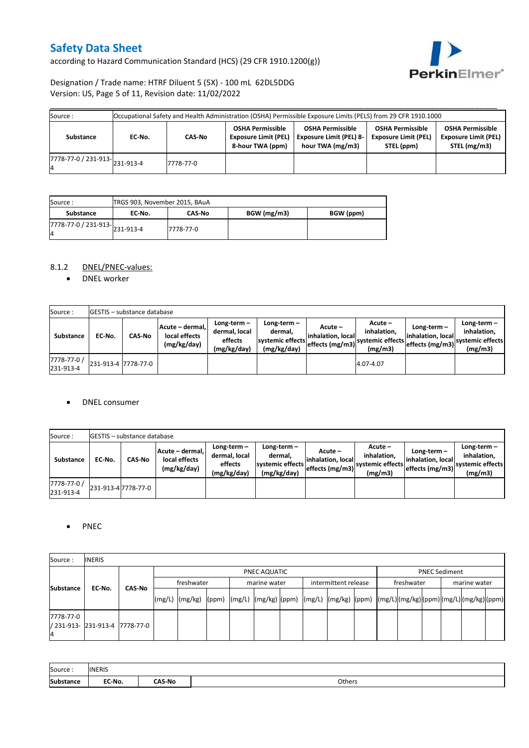| Source : | Occupational Safety and Health Administration (OSHA) Permissible Exposure Limits (PELS) from 29 CFR 1910.1000 | | | | | |
|---|---|---|---|---|---|---|
| **Substance** | **EC-No.** | **CAS-No** | **OSHA Permissible Exposure Limit (PEL) 8-hour TWA (ppm)** | **OSHA Permissible Exposure Limit (PEL) 8-hour TWA (mg/m3)** | **OSHA Permissible Exposure Limit (PEL) STEL (ppm)** | **OSHA Permissible Exposure Limit (PEL) STEL (mg/m3)** |
| 7778-77-0 / 231-913-4 | 231-913-4 | 7778-77-0 | | | | |

| Source : | TRGS 903, November 2015, BAuA | | | |
|---|---|---|---|---|
| **Substance** | **EC-No.** | **CAS-No** | **BGW (mg/m3)** | **BGW (ppm)** |
| 7778-77-0 / 231-913-4 | 231-913-4 | 7778-77-0 | | |

8.1.2 DNEL/PNEC-values:

- DNEL worker

| Source : | GESTIS – substance database | | | | | | | | |
|---|---|---|---|---|---|---|---|---|---|
| **Substance** | **EC-No.** | **CAS-No** | **Acute – dermal, local effects (mg/kg/day)** | **Long-term – dermal, local effects (mg/kg/day)** | **Long-term – dermal, systemic effects (mg/kg/day)** | **Acute – inhalation, local effects (mg/m3)** | **Acute – inhalation, systemic effects (mg/m3)** | **Long-term – inhalation, local effects (mg/m3)** | **Long-term – inhalation, systemic effects (mg/m3)** |
| 7778-77-0 / 231-913-4 | 231-913-4 | 7778-77-0 | | | | | 4.07-4.07 | | |

- DNEL consumer

| Source : | GESTIS – substance database | | | | | | | | |
|---|---|---|---|---|---|---|---|---|---|
| **Substance** | **EC-No.** | **CAS-No** | **Acute – dermal, local effects (mg/kg/day)** | **Long-term – dermal, local effects (mg/kg/day)** | **Long-term – dermal, systemic effects (mg/kg/day)** | **Acute – inhalation, local effects (mg/m3)** | **Acute – inhalation, systemic effects (mg/m3)** | **Long-term – inhalation, local effects (mg/m3)** | **Long-term – inhalation, systemic effects (mg/m3)** |
| 7778-77-0 / 231-913-4 | 231-913-4 | 7778-77-0 | | | | | | | |

- PNEC

| Source : | INERIS | | | | | | | | | | | | | | | | | | | | |
|---|---|---|---|---|---|---|---|---|---|---|---|---|---|---|---|---|---|---|---|---|---|
| **Substance** | **EC-No.** | **CAS-No** | PNEC AQUATIC | | | | | | | | | PNEC Sediment | | | | | |
| | | | freshwater | | | marine water | | | intermittent release | | | freshwater | | | marine water | | |
| | | | (mg/L) | (mg/kg) | (ppm) | (mg/L) | (mg/kg) | (ppm) | (mg/L) | (mg/kg) | (ppm) | (mg/L) | (mg/kg) | (ppm) | (mg/L) | (mg/kg) | (ppm) |
| 7778-77-0 / 231-913-4 | 231-913-4 | 7778-77-0 | | | | | | | | | | | | | | | |

| Source : | INERIS | | |
|---|---|---|---|
| **Substance** | **EC-No.** | **CAS-No** | Others |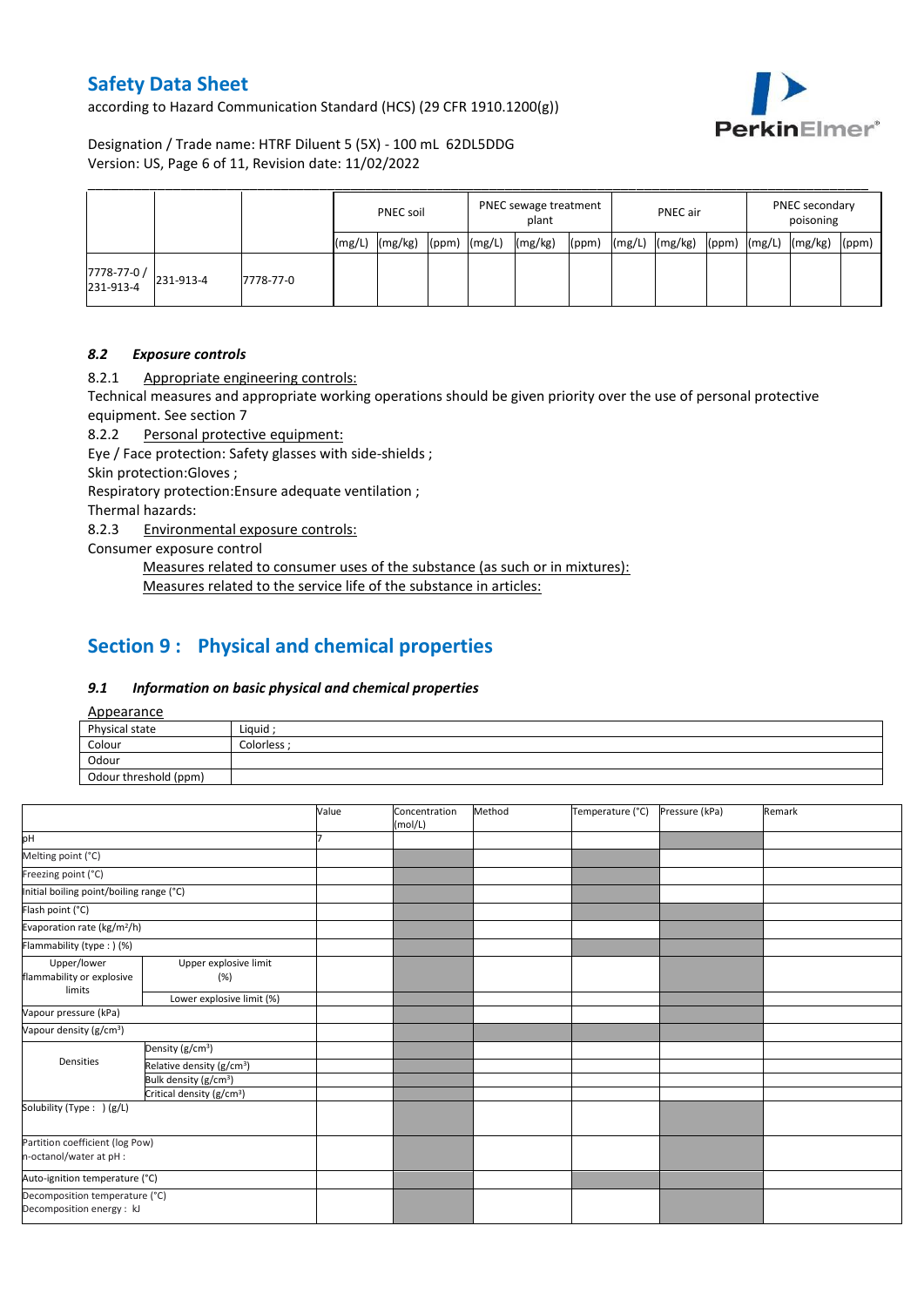| | | | PNEC soil | | | PNEC sewage treatment plant | | | PNEC air | | | PNEC secondary poisoning | | |
|---|---|---|---|---|---|---|---|---|---|---|---|---|---|---|
| | | | (mg/L) | (mg/kg) | (ppm) | (mg/L) | (mg/kg) | (ppm) | (mg/L) | (mg/kg) | (ppm) | (mg/L) | (mg/kg) | (ppm) |
| 7778-77-0 / 231-913-4 | 231-913-4 | 7778-77-0 | | | | | | | | | | | | |

### *8.2 Exposure controls*

8.2.1 Appropriate engineering controls:

Technical measures and appropriate working operations should be given priority over the use of personal protective equipment. See section 7

8.2.2 Personal protective equipment:

Eye / Face protection: Safety glasses with side-shields ;

Skin protection:Gloves ;

Respiratory protection:Ensure adequate ventilation ;

Thermal hazards:

8.2.3 Environmental exposure controls:

Consumer exposure control

Measures related to consumer uses of the substance (as such or in mixtures):

Measures related to the service life of the substance in articles:

## Section 9 : Physical and chemical properties

### *9.1 Information on basic physical and chemical properties*

Appearance

| | |
|---|---|
| Physical state | Liquid ; |
| Colour | Colorless ; |
| Odour | |
| Odour threshold (ppm) | |

| | | Value | Concentration (mol/L) | Method | Temperature (°C) | Pressure (kPa) | Remark |
|---|---|---|---|---|---|---|---|
| pH | | 7 | | | | | |
| Melting point (°C) | | | | | | | |
| Freezing point (°C) | | | | | | | |
| Initial boiling point/boiling range (°C) | | | | | | | |
| Flash point (°C) | | | | | | | |
| Evaporation rate ($kg/m^2/h$) | | | | | | | |
| Flammability (type : ) (%) | | | | | | | |
| Upper/lower flammability or explosive limits | Upper explosive limit (%) | | | | | | |
| | Lower explosive limit (%) | | | | | | |
| Vapour pressure (kPa) | | | | | | | |
| Vapour density ($g/cm^3$) | | | | | | | |
| Densities | Density ($g/cm^3$) | | | | | | |
| | Relative density ($g/cm^3$) | | | | | | |
| | Bulk density ($g/cm^3$) | | | | | | |
| | Critical density ($g/cm^3$) | | | | | | |
| Solubility (Type : ) (g/L) | | | | | | | |
| Partition coefficient (log Pow) n-octanol/water at pH : | | | | | | | |
| Auto-ignition temperature (°C) | | | | | | | |
| Decomposition temperature (°C) Decomposition energy : kJ | | | | | | | |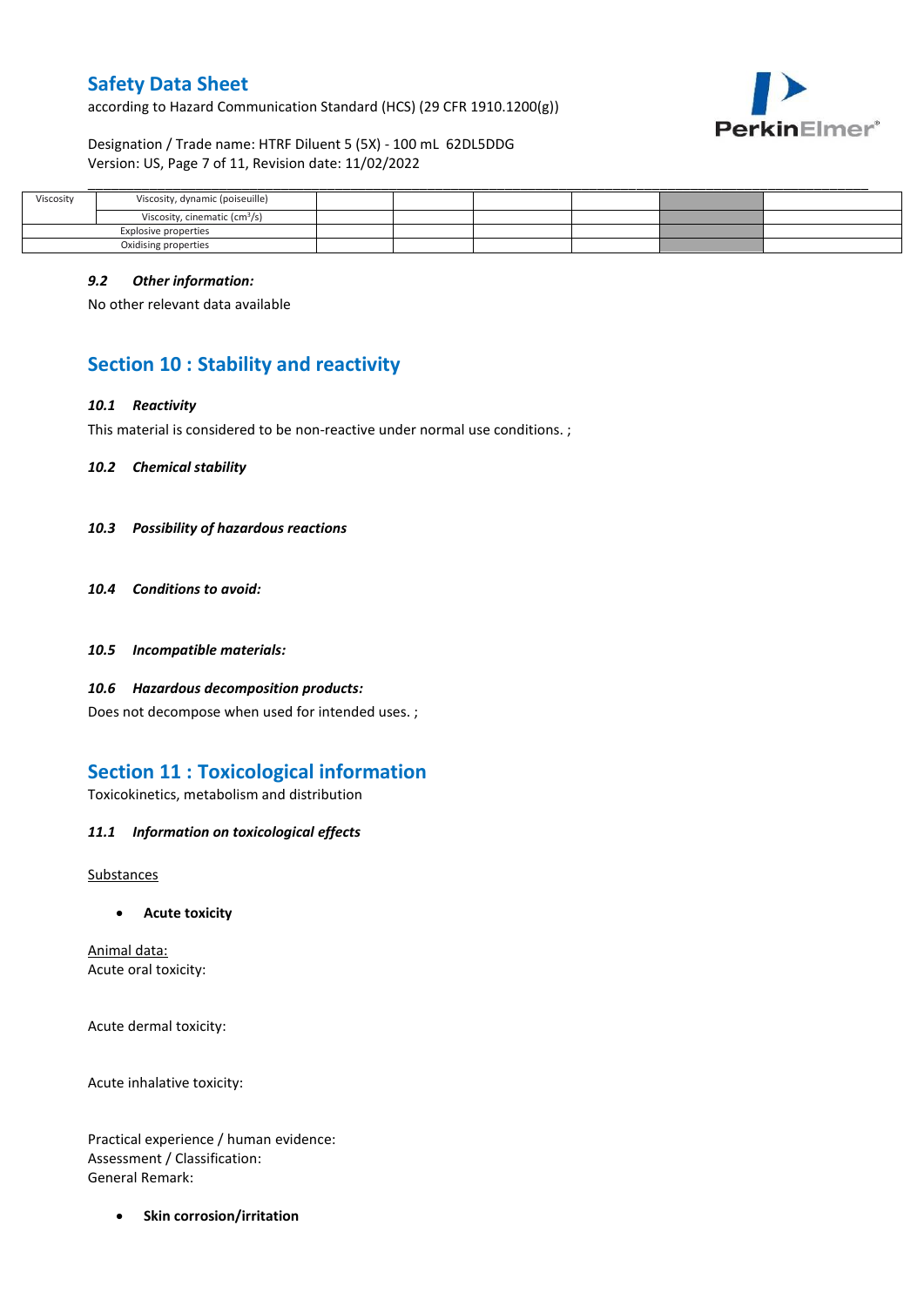| Viscosity | Viscosity, dynamic (poiseuille) | | | | | | |
|---|---|---|---|---|---|---|---|
| | Viscosity, cinematic ($cm^3/s$) | | | | | | |
| Explosive properties | | | | | | | |
| Oxidising properties | | | | | | | |

#### *9.2 Other information:*

No other relevant data available

## Section 10 : Stability and reactivity

#### *10.1 Reactivity*

This material is considered to be non-reactive under normal use conditions. ;

#### *10.2 Chemical stability*

#### *10.3 Possibility of hazardous reactions*

#### *10.4 Conditions to avoid:*

#### *10.5 Incompatible materials:*

#### *10.6 Hazardous decomposition products:*

Does not decompose when used for intended uses. ;

## Section 11 : Toxicological information

Toxicokinetics, metabolism and distribution

#### *11.1 Information on toxicological effects*

Substances

- **Acute toxicity**

Animal data:
Acute oral toxicity:

Acute dermal toxicity:

Acute inhalative toxicity:

Practical experience / human evidence:
Assessment / Classification:
General Remark:

- **Skin corrosion/irritation**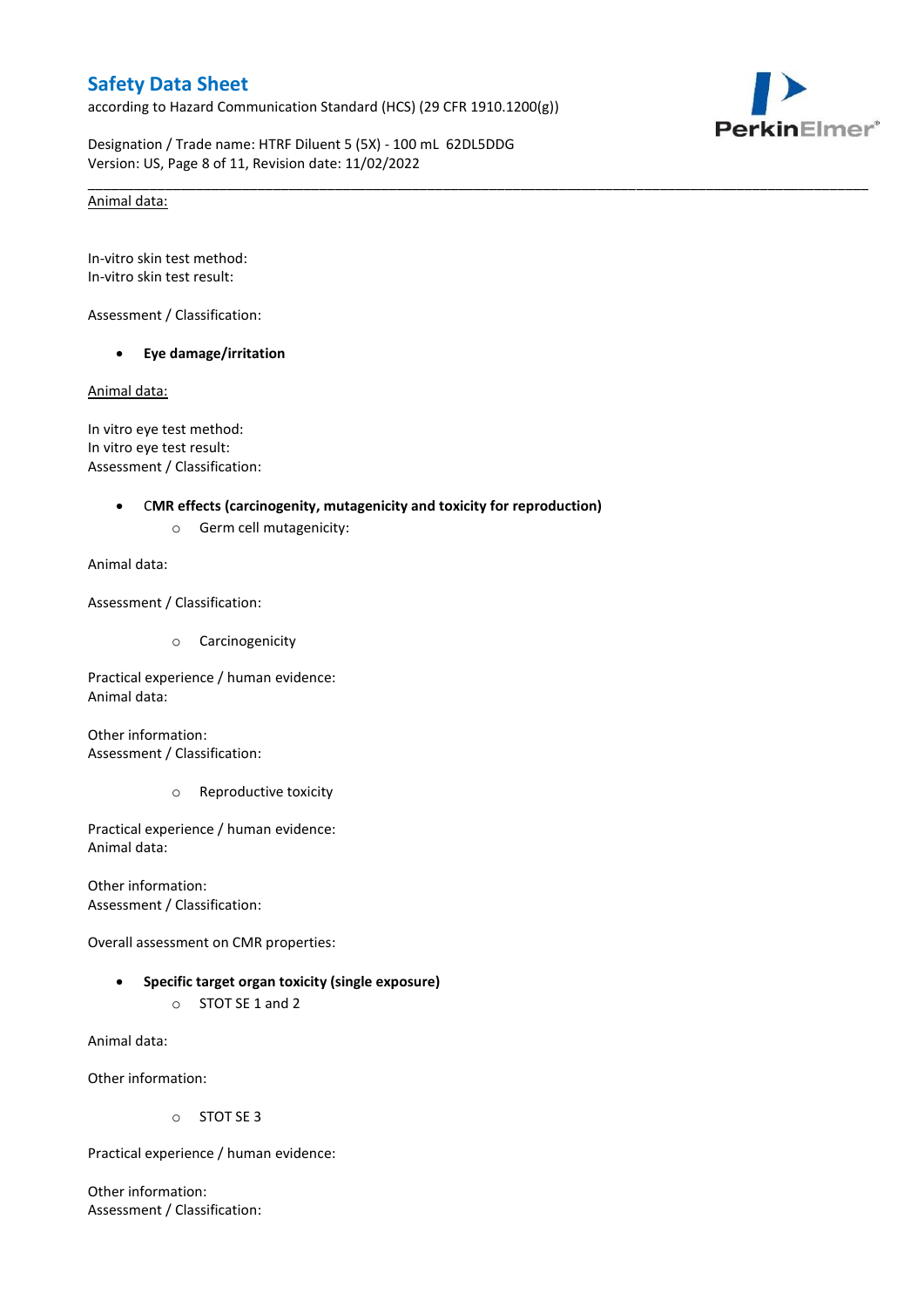<u>Animal data:</u>

In-vitro skin test method:
In-vitro skin test result:

Assessment / Classification:

- **Eye damage/irritation**

<u>Animal data:</u>

In vitro eye test method:
In vitro eye test result:
Assessment / Classification:

- **CMR effects (carcinogenity, mutagenicity and toxicity for reproduction)**
    - Germ cell mutagenicity:

Animal data:

Assessment / Classification:

- Carcinogenicity

Practical experience / human evidence:
Animal data:

Other information:
Assessment / Classification:

- Reproductive toxicity

Practical experience / human evidence:
Animal data:

Other information:
Assessment / Classification:

Overall assessment on CMR properties:

- **Specific target organ toxicity (single exposure)**
    - STOT SE 1 and 2

Animal data:

Other information:

- STOT SE 3

Practical experience / human evidence:

Other information:
Assessment / Classification: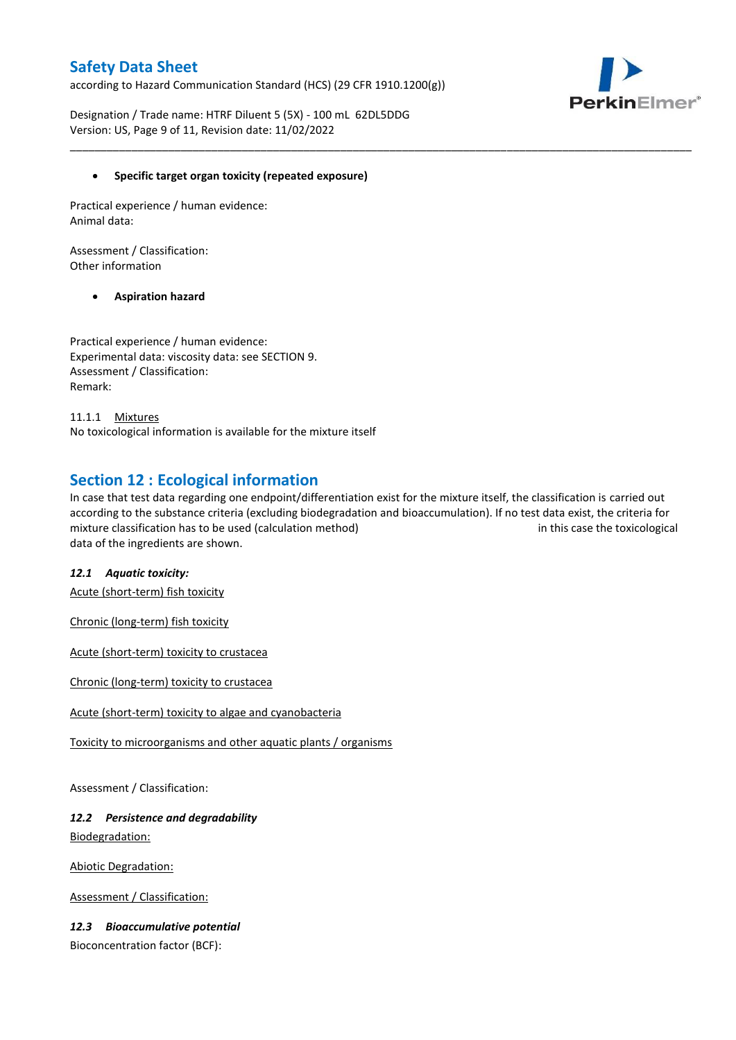- **Specific target organ toxicity (repeated exposure)**

Practical experience / human evidence:
Animal data:

Assessment / Classification:
Other information

- **Aspiration hazard**

Practical experience / human evidence:
Experimental data: viscosity data: see SECTION 9.
Assessment / Classification:
Remark:

11.1.1 Mixtures
No toxicological information is available for the mixture itself

## Section 12 : Ecological information

In case that test data regarding one endpoint/differentiation exist for the mixture itself, the classification is carried out according to the substance criteria (excluding biodegradation and bioaccumulation). If no test data exist, the criteria for mixture classification has to be used (calculation method) in this case the toxicological data of the ingredients are shown.

### *12.1 Aquatic toxicity:*

Acute (short-term) fish toxicity

Chronic (long-term) fish toxicity

Acute (short-term) toxicity to crustacea

Chronic (long-term) toxicity to crustacea

Acute (short-term) toxicity to algae and cyanobacteria

Toxicity to microorganisms and other aquatic plants / organisms

Assessment / Classification:

### *12.2 Persistence and degradability*

Biodegradation:

Abiotic Degradation:

Assessment / Classification:

### *12.3 Bioaccumulative potential*

Bioconcentration factor (BCF):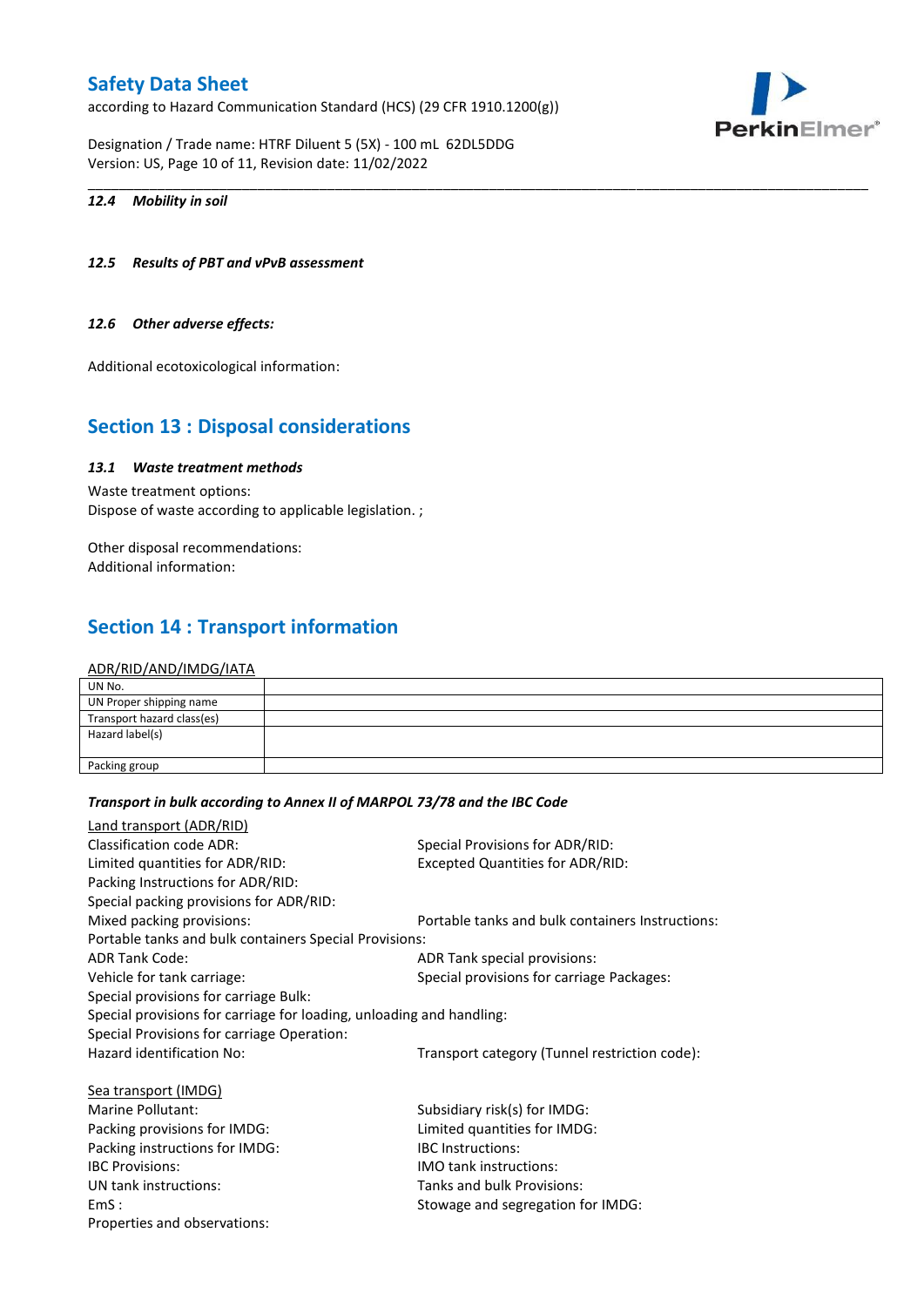#### 12.4 Mobility in soil

#### 12.5 Results of PBT and vPvB assessment

#### 12.6 Other adverse effects:

Additional ecotoxicological information:

## Section 13 : Disposal considerations

#### 13.1 Waste treatment methods

Waste treatment options:
Dispose of waste according to applicable legislation. ;

Other disposal recommendations:
Additional information:

## Section 14 : Transport information

ADR/RID/AND/IMDG/IATA

| | |
|---|---|
| UN No. | |
| UN Proper shipping name | |
| Transport hazard class(es) | |
| Hazard label(s) | |
| Packing group | |

***Transport in bulk according to Annex II of MARPOL 73/78 and the IBC Code***

Land transport (ADR/RID)

Classification code ADR:
Special Provisions for ADR/RID:
Limited quantities for ADR/RID:
Excepted Quantities for ADR/RID:
Packing Instructions for ADR/RID:
Special packing provisions for ADR/RID:
Mixed packing provisions:
Portable tanks and bulk containers Instructions:
Portable tanks and bulk containers Special Provisions:
ADR Tank Code:
ADR Tank special provisions:
Vehicle for tank carriage:
Special provisions for carriage Packages:
Special provisions for carriage Bulk:
Special provisions for carriage for loading, unloading and handling:
Special Provisions for carriage Operation:
Hazard identification No:
Transport category (Tunnel restriction code):

Sea transport (IMDG)

Marine Pollutant:
Subsidiary risk(s) for IMDG:
Packing provisions for IMDG:
Limited quantities for IMDG:
Packing instructions for IMDG:
IBC Instructions:
IBC Provisions:
IMO tank instructions:
UN tank instructions:
Tanks and bulk Provisions:
EmS :
Stowage and segregation for IMDG:
Properties and observations: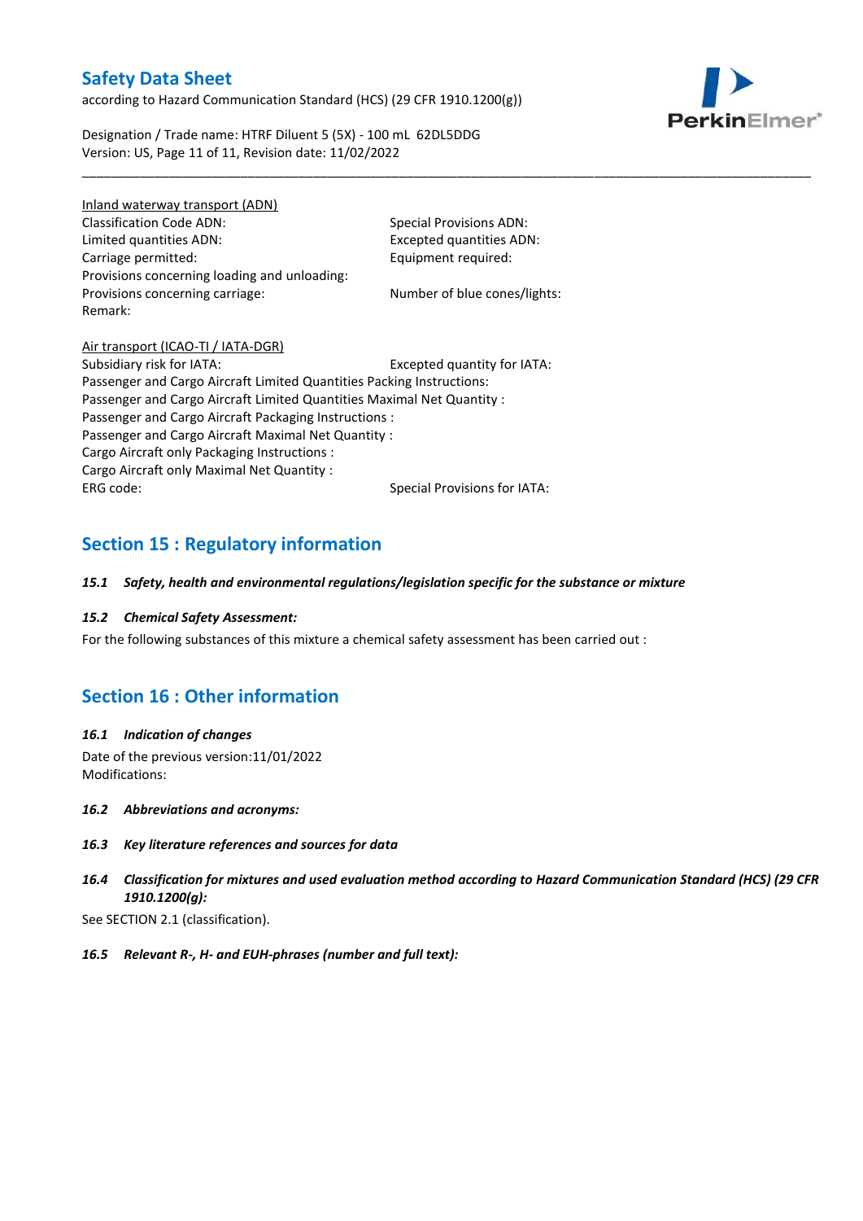Inland waterway transport (ADN)

Classification Code ADN:
Special Provisions ADN:
Limited quantities ADN:
Excepted quantities ADN:
Carriage permitted:
Equipment required:
Provisions concerning loading and unloading:
Provisions concerning carriage:
Number of blue cones/lights:
Remark:

Air transport (ICAO-TI / IATA-DGR)

Subsidiary risk for IATA:
Excepted quantity for IATA:
Passenger and Cargo Aircraft Limited Quantities Packing Instructions:
Passenger and Cargo Aircraft Limited Quantities Maximal Net Quantity :
Passenger and Cargo Aircraft Packaging Instructions :
Passenger and Cargo Aircraft Maximal Net Quantity :
Cargo Aircraft only Packaging Instructions :
Cargo Aircraft only Maximal Net Quantity :
ERG code:
Special Provisions for IATA:

## Section 15 : Regulatory information

### *15.1 Safety, health and environmental regulations/legislation specific for the substance or mixture*

### *15.2 Chemical Safety Assessment:*

For the following substances of this mixture a chemical safety assessment has been carried out :

## Section 16 : Other information

### *16.1 Indication of changes*

Date of the previous version:11/01/2022
Modifications:

### *16.2 Abbreviations and acronyms:*

### *16.3 Key literature references and sources for data*

### *16.4 Classification for mixtures and used evaluation method according to Hazard Communication Standard (HCS) (29 CFR 1910.1200(g):*

See SECTION 2.1 (classification).

### *16.5 Relevant R-, H- and EUH-phrases (number and full text):*